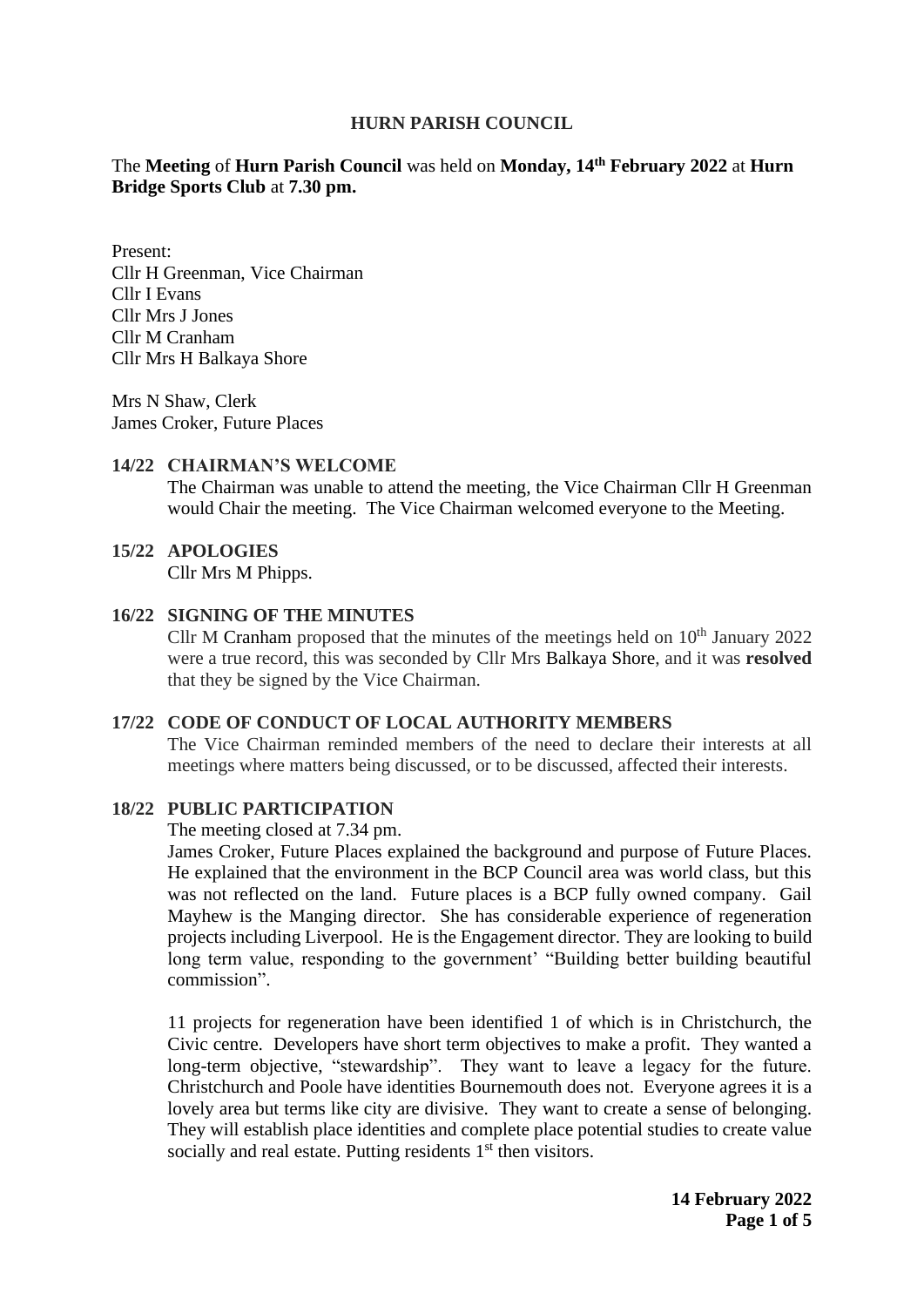# HURN PARISH COUNCIL

The **Meeting** of **Hurn Parish Council** was held on **Monday, 14th February 2022** at **Hurn Bridge Sports Club** at **7.30 pm.**

Present:
Cllr H Greenman, Vice Chairman
Cllr I Evans
Cllr Mrs J Jones
Cllr M Cranham
Cllr Mrs H Balkaya Shore

Mrs N Shaw, Clerk
James Croker, Future Places

## 14/22 CHAIRMAN'S WELCOME

The Chairman was unable to attend the meeting, the Vice Chairman Cllr H Greenman would Chair the meeting. The Vice Chairman welcomed everyone to the Meeting.

## 15/22 APOLOGIES

Cllr Mrs M Phipps.

## 16/22 SIGNING OF THE MINUTES

Cllr M Cranham proposed that the minutes of the meetings held on 10th January 2022 were a true record, this was seconded by Cllr Mrs Balkaya Shore, and it was **resolved** that they be signed by the Vice Chairman.

## 17/22 CODE OF CONDUCT OF LOCAL AUTHORITY MEMBERS

The Vice Chairman reminded members of the need to declare their interests at all meetings where matters being discussed, or to be discussed, affected their interests.

## 18/22 PUBLIC PARTICIPATION

The meeting closed at 7.34 pm.

James Croker, Future Places explained the background and purpose of Future Places. He explained that the environment in the BCP Council area was world class, but this was not reflected on the land. Future places is a BCP fully owned company. Gail Mayhew is the Manging director. She has considerable experience of regeneration projects including Liverpool. He is the Engagement director. They are looking to build long term value, responding to the government' "Building better building beautiful commission".

11 projects for regeneration have been identified 1 of which is in Christchurch, the Civic centre. Developers have short term objectives to make a profit. They wanted a long-term objective, "stewardship". They want to leave a legacy for the future. Christchurch and Poole have identities Bournemouth does not. Everyone agrees it is a lovely area but terms like city are divisive. They want to create a sense of belonging. They will establish place identities and complete place potential studies to create value socially and real estate. Putting residents 1st then visitors.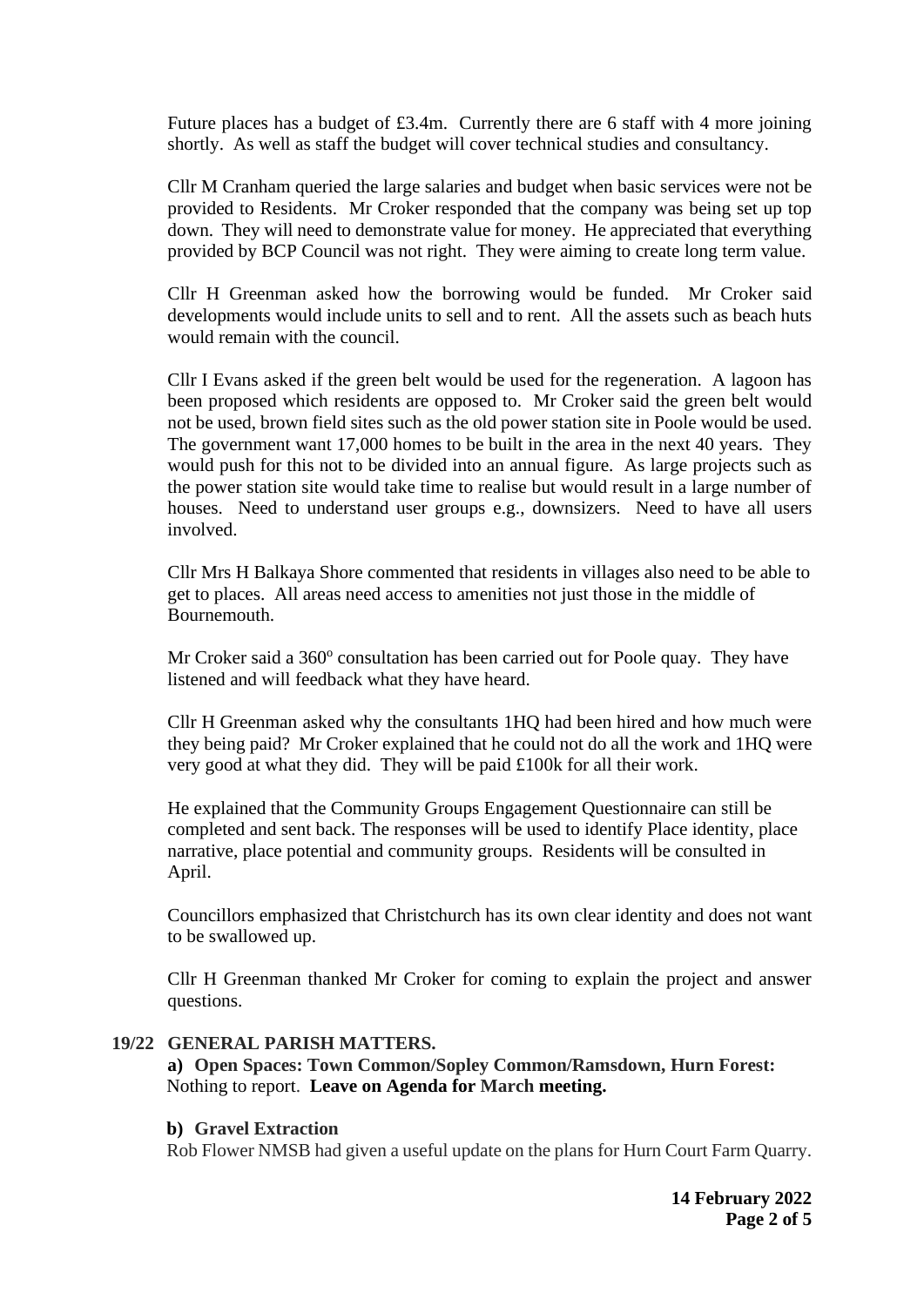Future places has a budget of £3.4m. Currently there are 6 staff with 4 more joining shortly. As well as staff the budget will cover technical studies and consultancy.

Cllr M Cranham queried the large salaries and budget when basic services were not be provided to Residents. Mr Croker responded that the company was being set up top down. They will need to demonstrate value for money. He appreciated that everything provided by BCP Council was not right. They were aiming to create long term value.

Cllr H Greenman asked how the borrowing would be funded. Mr Croker said developments would include units to sell and to rent. All the assets such as beach huts would remain with the council.

Cllr I Evans asked if the green belt would be used for the regeneration. A lagoon has been proposed which residents are opposed to. Mr Croker said the green belt would not be used, brown field sites such as the old power station site in Poole would be used. The government want 17,000 homes to be built in the area in the next 40 years. They would push for this not to be divided into an annual figure. As large projects such as the power station site would take time to realise but would result in a large number of houses. Need to understand user groups e.g., downsizers. Need to have all users involved.

Cllr Mrs H Balkaya Shore commented that residents in villages also need to be able to get to places. All areas need access to amenities not just those in the middle of Bournemouth.

Mr Croker said a 360° consultation has been carried out for Poole quay. They have listened and will feedback what they have heard.

Cllr H Greenman asked why the consultants 1HQ had been hired and how much were they being paid? Mr Croker explained that he could not do all the work and 1HQ were very good at what they did. They will be paid £100k for all their work.

He explained that the Community Groups Engagement Questionnaire can still be completed and sent back. The responses will be used to identify Place identity, place narrative, place potential and community groups. Residents will be consulted in April.

Councillors emphasized that Christchurch has its own clear identity and does not want to be swallowed up.

Cllr H Greenman thanked Mr Croker for coming to explain the project and answer questions.

**19/22 GENERAL PARISH MATTERS.**

**a) Open Spaces: Town Common/Sopley Common/Ramsdown, Hurn Forest:** Nothing to report. **Leave on Agenda for March meeting.**

**b) Gravel Extraction**

Rob Flower NMSB had given a useful update on the plans for Hurn Court Farm Quarry.

**14 February 2022**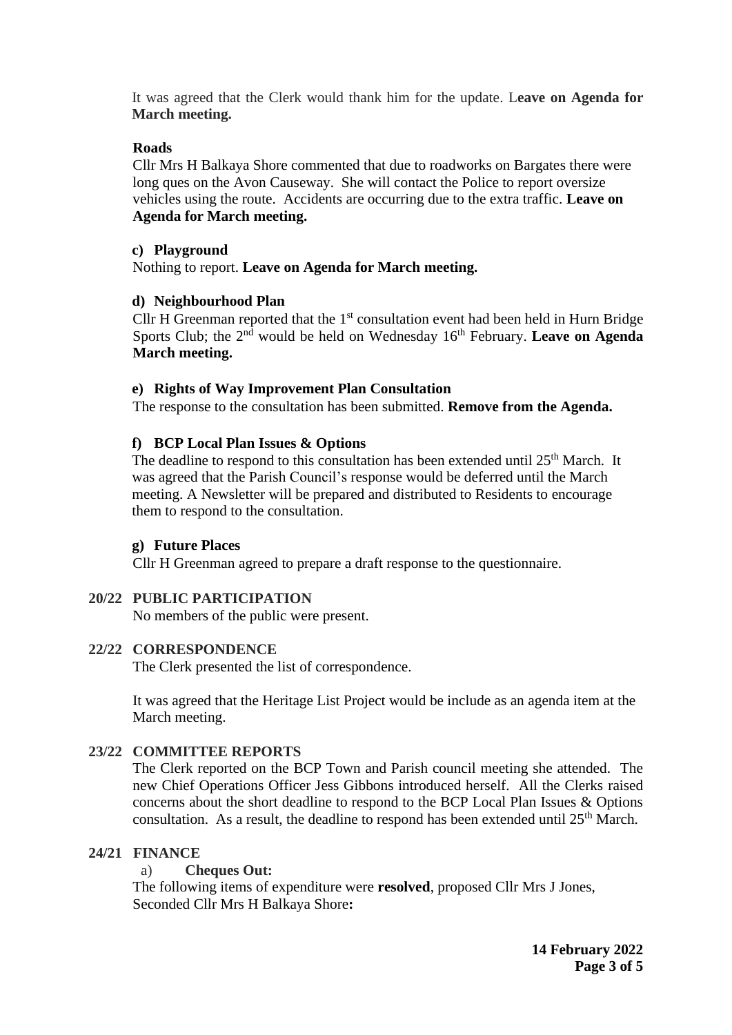It was agreed that the Clerk would thank him for the update. L**eave on Agenda for March meeting.**

**Roads**

Cllr Mrs H Balkaya Shore commented that due to roadworks on Bargates there were long ques on the Avon Causeway. She will contact the Police to report oversize vehicles using the route. Accidents are occurring due to the extra traffic. **Leave on Agenda for March meeting.**

**c) Playground**

Nothing to report. **Leave on Agenda for March meeting.**

**d) Neighbourhood Plan**

Cllr H Greenman reported that the 1st consultation event had been held in Hurn Bridge Sports Club; the 2nd would be held on Wednesday 16th February. **Leave on Agenda March meeting.**

**e) Rights of Way Improvement Plan Consultation**

The response to the consultation has been submitted. **Remove from the Agenda.**

**f) BCP Local Plan Issues & Options**

The deadline to respond to this consultation has been extended until 25th March. It was agreed that the Parish Council's response would be deferred until the March meeting. A Newsletter will be prepared and distributed to Residents to encourage them to respond to the consultation.

**g) Future Places**

Cllr H Greenman agreed to prepare a draft response to the questionnaire.

**20/22 PUBLIC PARTICIPATION**

No members of the public were present.

**22/22 CORRESPONDENCE**

The Clerk presented the list of correspondence.

It was agreed that the Heritage List Project would be include as an agenda item at the March meeting.

**23/22 COMMITTEE REPORTS**

The Clerk reported on the BCP Town and Parish council meeting she attended. The new Chief Operations Officer Jess Gibbons introduced herself. All the Clerks raised concerns about the short deadline to respond to the BCP Local Plan Issues & Options consultation. As a result, the deadline to respond has been extended until 25th March.

**24/21 FINANCE**

a) **Cheques Out:**

The following items of expenditure were **resolved**, proposed Cllr Mrs J Jones, Seconded Cllr Mrs H Balkaya Shore**:**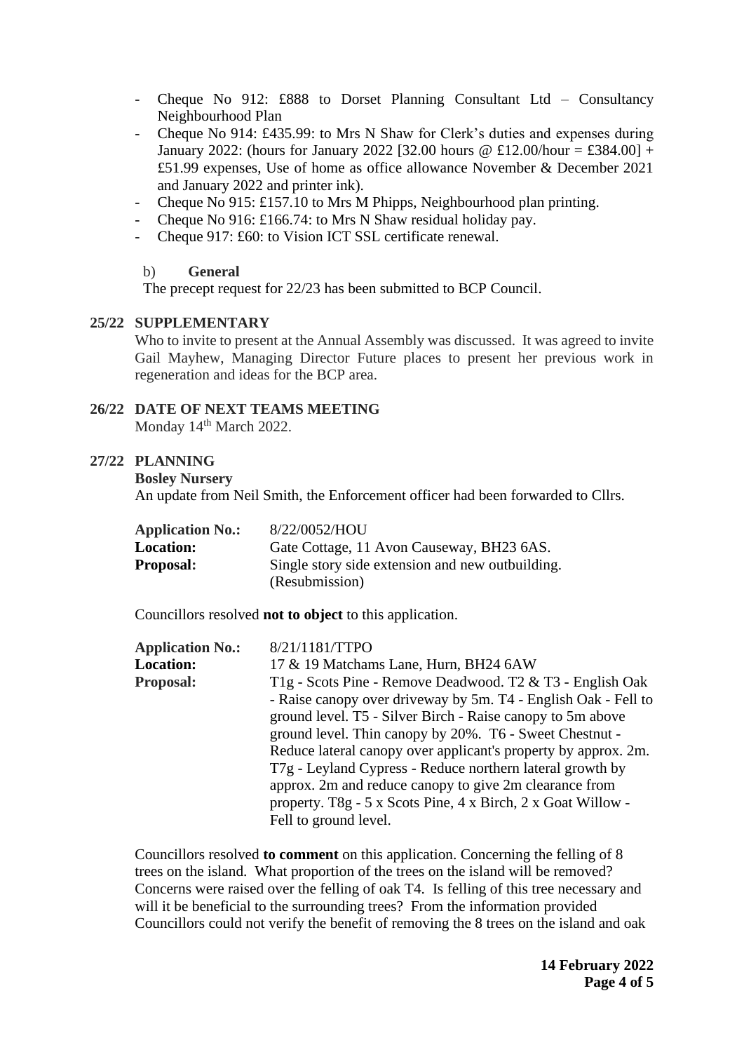- Cheque No 912: £888 to Dorset Planning Consultant Ltd – Consultancy Neighbourhood Plan
- Cheque No 914: £435.99: to Mrs N Shaw for Clerk's duties and expenses during January 2022: (hours for January 2022 [32.00 hours @ £12.00/hour = £384.00] + £51.99 expenses, Use of home as office allowance November & December 2021 and January 2022 and printer ink).
- Cheque No 915: £157.10 to Mrs M Phipps, Neighbourhood plan printing.
- Cheque No 916: £166.74: to Mrs N Shaw residual holiday pay.
- Cheque 917: £60: to Vision ICT SSL certificate renewal.

b) **General**

The precept request for 22/23 has been submitted to BCP Council.

**25/22 SUPPLEMENTARY**

Who to invite to present at the Annual Assembly was discussed. It was agreed to invite Gail Mayhew, Managing Director Future places to present her previous work in regeneration and ideas for the BCP area.

**26/22 DATE OF NEXT TEAMS MEETING**

Monday 14th March 2022.

**27/22 PLANNING**

**Bosley Nursery**

An update from Neil Smith, the Enforcement officer had been forwarded to Cllrs.

| | |
|---|---|
| **Application No.:** | 8/22/0052/HOU |
| **Location:** | Gate Cottage, 11 Avon Causeway, BH23 6AS. |
| **Proposal:** | Single story side extension and new outbuilding. (Resubmission) |

Councillors resolved **not to object** to this application.

| | |
|---|---|
| **Application No.:** | 8/21/1181/TTPO |
| **Location:** | 17 & 19 Matchams Lane, Hurn, BH24 6AW |
| **Proposal:** | T1g - Scots Pine - Remove Deadwood. T2 & T3 - English Oak - Raise canopy over driveway by 5m. T4 - English Oak - Fell to ground level. T5 - Silver Birch - Raise canopy to 5m above ground level. Thin canopy by 20%. T6 - Sweet Chestnut - Reduce lateral canopy over applicant's property by approx. 2m. T7g - Leyland Cypress - Reduce northern lateral growth by approx. 2m and reduce canopy to give 2m clearance from property. T8g - 5 x Scots Pine, 4 x Birch, 2 x Goat Willow - Fell to ground level. |

Councillors resolved **to comment** on this application. Concerning the felling of 8 trees on the island. What proportion of the trees on the island will be removed? Concerns were raised over the felling of oak T4. Is felling of this tree necessary and will it be beneficial to the surrounding trees? From the information provided Councillors could not verify the benefit of removing the 8 trees on the island and oak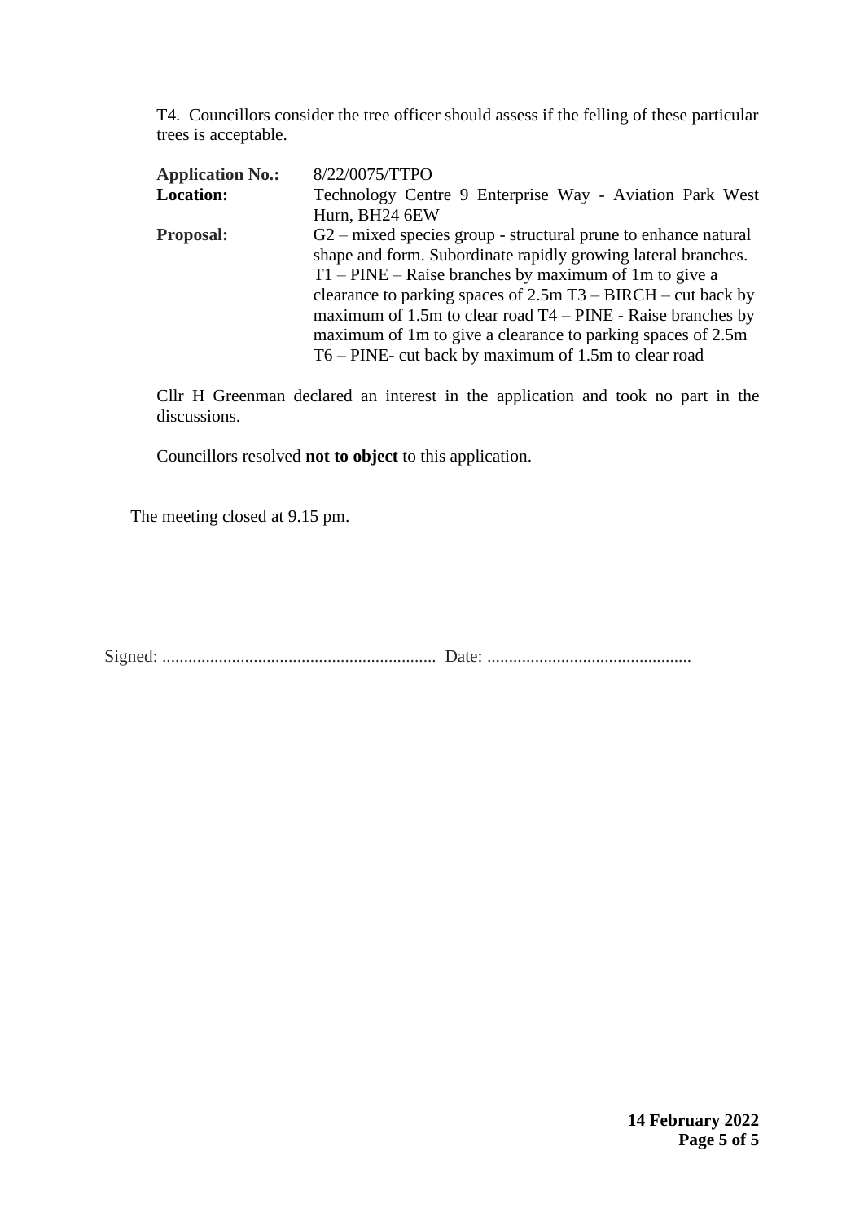T4. Councillors consider the tree officer should assess if the felling of these particular trees is acceptable.

| | |
|---|---|
| **Application No.:** | 8/22/0075/TTPO |
| **Location:** | Technology Centre 9 Enterprise Way - Aviation Park West Hurn, BH24 6EW |
| **Proposal:** | G2 – mixed species group - structural prune to enhance natural shape and form. Subordinate rapidly growing lateral branches. T1 – PINE – Raise branches by maximum of 1m to give a clearance to parking spaces of 2.5m T3 – BIRCH – cut back by maximum of 1.5m to clear road T4 – PINE - Raise branches by maximum of 1m to give a clearance to parking spaces of 2.5m T6 – PINE- cut back by maximum of 1.5m to clear road |

Cllr H Greenman declared an interest in the application and took no part in the discussions.

Councillors resolved **not to object** to this application.

The meeting closed at 9.15 pm.

Signed: ............................................................... Date: ...............................................